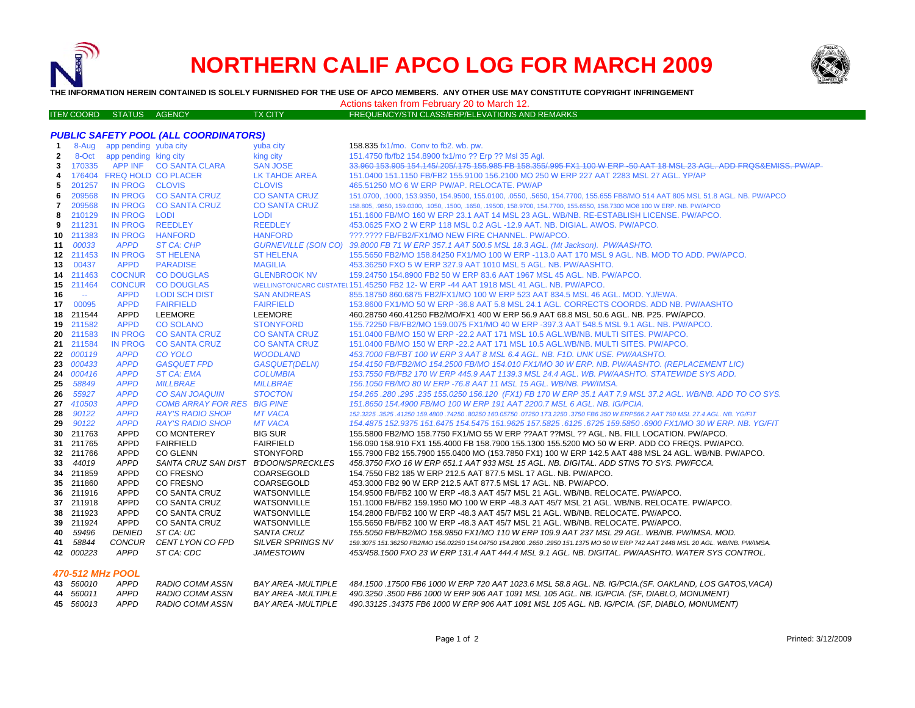# NORTHERN CALIF APCO LOG FOR MARCH 2009

**THE INFORMATION HEREIN CONTAINED IS SOLELY FURNISHED FOR THE USE OF APCO MEMBERS. ANY OTHER USE MAY CONSTITUTE COPYRIGHT INFRINGEMENT**

Actions taken from February 20 to March 12.

| ITEM | COORD | STATUS | AGENCY | TX CITY | FREQUENCY/STN CLASS/ERP/ELEVATIONS AND REMARKS |
|---|---|---|---|---|---|
| | | | ***PUBLIC SAFETY POOL (ALL COORDINATORS)*** | | |
| 1 | 8-Aug | app pending | yuba city | yuba city | 158.835 fx1/mo. Conv to fb2. wb. pw. |
| 2 | 8-Oct | app pending | king city | king city | 151.4750 fb/fb2 154.8900 fx1/mo ?? Erp ?? Msl 35 Agl. |
| 3 | 170335 | APP INF | CO SANTA CLARA | SAN JOSE | ~~33.960 153.905 154.145/.205/.175 155.985 FB 158.355/.995 FX1 100 W ERP -50 AAT 18 MSL 23 AGL. ADD FRQS&EMISS. PW/AP~~ |
| 4 | 176404 | FREQ HOLD | CO PLACER | LK TAHOE AREA | 151.0400 151.1150 FB/FB2 155.9100 156.2100 MO 250 W ERP 227 AAT 2283 MSL 27 AGL. YP/AP |
| 5 | 201257 | IN PROG | CLOVIS | CLOVIS | 465.51250 MO 6 W ERP PW/AP. RELOCATE. PW/AP |
| 6 | 209568 | IN PROG | CO SANTA CRUZ | CO SANTA CRUZ | 151.0700, .1000, 153.9350, 154.9500, 155.0100, .0550, .5650, 154.7700, 155.655 FB8/MO 514 AAT 805 MSL 51.8 AGL. NB. PW/APCO |
| 7 | 209568 | IN PROG | CO SANTA CRUZ | CO SANTA CRUZ | 158.805, .9850, 159.0300, .1050, .1500, .1650, .19500, 158.9700, 154.7700, 155.6550, 158.7300 MO8 100 W ERP. NB. PW/APCO |
| 8 | 210129 | IN PROG | LODI | LODI | 151.1600 FB/MO 160 W ERP 23.1 AAT 14 MSL 23 AGL. WB/NB. RE-ESTABLISH LICENSE. PW/APCO. |
| 9 | 211231 | IN PROG | REEDLEY | REEDLEY | 453.0625 FXO 2 W ERP 118 MSL 0.2 AGL -12.9 AAT. NB. DIGIAL. AWOS. PW/APCO. |
| 10 | 211383 | IN PROG | HANFORD | HANFORD | ???.???? FB/FB2/FX1/MO NEW FIRE CHANNEL. PW/APCO. |
| 11 | *00033* | *APPD* | *ST CA: CHP* | *GURNEVILLE (SON CO)* | *39.8000 FB 71 W ERP 357.1 AAT 500.5 MSL 18.3 AGL. (Mt Jackson). PW/AASHTO.* |
| 12 | 211453 | IN PROG | ST HELENA | ST HELENA | 155.5650 FB2/MO 158.84250 FX1/MO 100 W ERP -113.0 AAT 170 MSL 9 AGL. NB. MOD TO ADD. PW/APCO. |
| 13 | 00437 | APPD | PARADISE | MAGILIA | 453.36250 FXO 5 W ERP 327.9 AAT 1010 MSL 5 AGL. NB. PW/AASHTO. |
| 14 | 211463 | COCNUR | CO DOUGLAS | GLENBROOK NV | 159.24750 154.8900 FB2 50 W ERP 83.6 AAT 1967 MSL 45 AGL. NB. PW/APCO. |
| 15 | 211464 | CONCUR | CO DOUGLAS | WELLINGTON/CARC CI/STATEL | 151.45250 FB2 12- W ERP -44 AAT 1918 MSL 41 AGL. NB. PW/APCO. |
| 16 | -- | APPD | LODI SCH DIST | SAN ANDREAS | 855.18750 860.6875 FB2/FX1/MO 100 W ERP 523 AAT 834.5 MSL 46 AGL. MOD. YJ/EWA. |
| 17 | 00095 | APPD | FAIRFIELD | FAIRFIELD | 153.8600 FX1/MO 50 W ERP -36.8 AAT 5.8 MSL 24.1 AGL. CORRECTS COORDS. ADD NB. PW/AASHTO |
| 18 | 211544 | APPD | LEEMORE | LEEMORE | 460.28750 460.41250 FB2/MO/FX1 100 W ERP 56.9 AAT 68.8 MSL 50.6 AGL. NB. P25. PW/APCO. |
| 19 | 211582 | APPD | CO SOLANO | STONYFORD | 155.72250 FB/FB2/MO 159.0075 FX1/MO 40 W ERP -397.3 AAT 548.5 MSL 9.1 AGL. NB. PW/APCO. |
| 20 | 211583 | IN PROG | CO SANTA CRUZ | CO SANTA CRUZ | 151.0400 FB/MO 150 W ERP -22.2 AAT 171 MSL 10.5 AGL.WB/NB. MULTI SITES. PW/APCO. |
| 21 | 211584 | IN PROG | CO SANTA CRUZ | CO SANTA CRUZ | 151.0400 FB/MO 150 W ERP -22.2 AAT 171 MSL 10.5 AGL.WB/NB. MULTI SITES. PW/APCO. |
| 22 | *000119* | *APPD* | *CO YOLO* | *WOODLAND* | *453.7000 FB/FBT 100 W ERP 3 AAT 8 MSL 6.4 AGL. NB. F1D. UNK USE. PW/AASHTO.* |
| 23 | *000433* | *APPD* | *GASQUET FPD* | *GASQUET(DELN)* | *154.4150 FB/FB2/MO 154.2500 FB/MO 154.010 FX1/MO 30 W ERP. NB. PW/AASHTO. (REPLACEMENT LIC)* |
| 24 | *000416* | *APPD* | *ST CA: EMA* | *COLUMBIA* | *153.7550 FB/FB2 170 W ERP 445.9 AAT 1139.3 MSL 24.4 AGL. WB. PW/AASHTO. STATEWIDE SYS ADD.* |
| 25 | *58849* | *APPD* | *MILLBRAE* | *MILLBRAE* | *156.1050 FB/MO 80 W ERP -76.8 AAT 11 MSL 15 AGL. WB/NB. PW/IMSA.* |
| 26 | *55927* | *APPD* | *CO SAN JOAQUIN* | *STOCTON* | *154.265 .280 .295 .235 155.0250 156.120 (FX1) FB 170 W ERP 35.1 AAT 7.9 MSL 37.2 AGL. WB/NB. ADD TO CO SYS.* |
| 27 | *410503* | *APPD* | *COMB ARRAY FOR RES* | *BIG PINE* | *151.8650 154.4900 FB/MO 100 W ERP 191 AAT 2200.7 MSL 6 AGL. NB. IG/PCIA.* |
| 28 | *90122* | *APPD* | *RAY'S RADIO SHOP* | *MT VACA* | *152.3225 .3525 .41250 159.4800 .74250 .80250 160.05750 .07250 173.2250 .3750 FB6 350 W ERP566.2 AAT 790 MSL 27.4 AGL. NB. YG/FIT* |
| 29 | *90122* | *APPD* | *RAY'S RADIO SHOP* | *MT VACA* | *154.4875 152.9375 151.6475 154.5475 151.9625 157.5825 .6125 .6725 159.5850 .6900 FX1/MO 30 W ERP. NB. YG/FIT* |
| 30 | 211763 | APPD | CO MONTEREY | BIG SUR | 155.5800 FB2/MO 158.7750 FX1/MO 55 W ERP ??AAT ??MSL ?? AGL. NB. FILL LOCATION. PW/APCO. |
| 31 | 211765 | APPD | FAIRFIELD | FAIRFIELD | 156.090 158.910 FX1 155.4000 FB 158.7900 155.1300 155.5200 MO 50 W ERP. ADD CO FREQS. PW/APCO. |
| 32 | 211766 | APPD | CO GLENN | STONYFORD | 155.7900 FB2 155.7900 155.0400 MO (153.7850 FX1) 100 W ERP 142.5 AAT 488 MSL 24 AGL. WB/NB. PW/APCO. |
| 33 | *44019* | *APPD* | *SANTA CRUZ SAN DIST* | *B'DOON/SPRECKLES* | *458.3750 FXO 16 W ERP 651.1 AAT 933 MSL 15 AGL. NB. DIGITAL. ADD STNS TO SYS. PW/FCCA.* |
| 34 | 211859 | APPD | CO FRESNO | COARSEGOLD | 154.7550 FB2 185 W ERP 212.5 AAT 877.5 MSL 17 AGL. NB. PW/APCO. |
| 35 | 211860 | APPD | CO FRESNO | COARSEGOLD | 453.3000 FB2 90 W ERP 212.5 AAT 877.5 MSL 17 AGL. NB. PW/APCO. |
| 36 | 211916 | APPD | CO SANTA CRUZ | WATSONVILLE | 154.9500 FB/FB2 100 W ERP -48.3 AAT 45/7 MSL 21 AGL. WB/NB. RELOCATE. PW/APCO. |
| 37 | 211918 | APPD | CO SANTA CRUZ | WATSONVILLE | 151.1000 FB/FB2 159.1950 MO 100 W ERP -48.3 AAT 45/7 MSL 21 AGL. WB/NB. RELOCATE. PW/APCO. |
| 38 | 211923 | APPD | CO SANTA CRUZ | WATSONVILLE | 154.2800 FB/FB2 100 W ERP -48.3 AAT 45/7 MSL 21 AGL. WB/NB. RELOCATE. PW/APCO. |
| 39 | 211924 | APPD | CO SANTA CRUZ | WATSONVILLE | 155.5650 FB/FB2 100 W ERP -48.3 AAT 45/7 MSL 21 AGL. WB/NB. RELOCATE. PW/APCO. |
| 40 | *59496* | *DENIED* | *ST CA: UC* | *SANTA CRUZ* | *155.5050 FB/FB2/MO 158.9850 FX1/MO 110 W ERP 109.9 AAT 237 MSL 29 AGL. WB/NB. PW/IMSA. MOD.* |
| 41 | *58844* | *CONCUR* | *CENT LYON CO FPD* | *SILVER SPRINGS NV* | *159.3075 151.36250 FB2/MO 156.02250 154.04750 154.2800 .2650 .2950 151.1375 MO 50 W ERP 742 AAT 2448 MSL 20 AGL. WB/NB. PW/IMSA.* |
| 42 | *000223* | *APPD* | *ST CA: CDC* | *JAMESTOWN* | *453/458.1500 FXO 23 W ERP 131.4 AAT 444.4 MSL 9.1 AGL. NB. DIGITAL. PW/AASHTO. WATER SYS CONTROL.* |
| | ***470-512 MHz POOL*** | | | | |
| 43 | *560010* | *APPD* | *RADIO COMM ASSN* | *BAY AREA -MULTIPLE* | *484.1500 .17500 FB6 1000 W ERP 720 AAT 1023.6 MSL 58.8 AGL. NB. IG/PCIA.(SF. OAKLAND, LOS GATOS,VACA)* |
| 44 | *560011* | *APPD* | *RADIO COMM ASSN* | *BAY AREA -MULTIPLE* | *490.3250 .3500 FB6 1000 W ERP 906 AAT 1091 MSL 105 AGL. NB. IG/PCIA. (SF, DIABLO, MONUMENT)* |
| 45 | *560013* | *APPD* | *RADIO COMM ASSN* | *BAY AREA -MULTIPLE* | *490.33125 .34375 FB6 1000 W ERP 906 AAT 1091 MSL 105 AGL. NB. IG/PCIA. (SF, DIABLO, MONUMENT)* |

Printed: 3/12/2009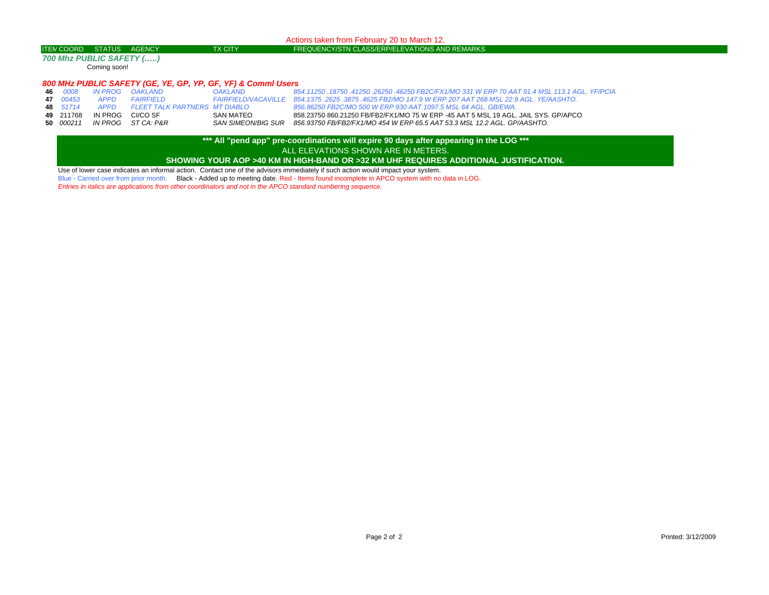Actions taken from February 20 to March 12.

| ITEM | COORD | STATUS | AGENCY | TX CITY | FREQUENCY/STN CLASS/ERP/ELEVATIONS AND REMARKS |
|---|---|---|---|---|---|

***700 Mhz PUBLIC SAFETY (…..)***

Coming soon!

***800 MHz PUBLIC SAFETY (GE, YE, GP, YP, GF, YF) & Comml Users***

| ITEM | COORD | STATUS | AGENCY | TX CITY | FREQUENCY/STN CLASS/ERP/ELEVATIONS AND REMARKS |
|---|---|---|---|---|---|
| **46** | *0008* | *IN PROG* | *OAKLAND* | *OAKLAND* | *854.11250 .18750 .41250 .26250 .46250 FB2C/FX1/MO 331 W ERP 70 AAT 91.4 MSL 113.1 AGL. YF/PCIA* |
| **47** | *00453* | *APPD* | *FAIRFIELD* | *FAIRFIELD/VACAVILLE* | *854.1375 .2625 .3875 .4625 FB2/MO 147.9 W ERP 207 AAT 268 MSL 22.9 AGL. YE/AASHTO.* |
| **48** | *51714* | *APPD* | *FLEET TALK PARTNERS* | *MT DIABLO* | *856.86250 FB2C/MO 500 W ERP 930 AAT 1097.5 MSL 64 AGL. GB/EWA.* |
| **49** | 211768 | IN PROG | CI/CO SF | SAN MATEO | 858.23750 860.21250 FB/FB2/FX1/MO 75 W ERP -45 AAT 5 MSL 19 AGL. JAIL SYS. GP/APCO |
| **50** | *000211* | *IN PROG* | *ST CA: P&R* | *SAN SIMEON/BIG SUR* | *856.93750 FB/FB2/FX1/MO 454 W ERP 65.5 AAT 53.3 MSL 12.2 AGL. GP/AASHTO.* |

**\*\*\* All "pend app" pre-coordinations will expire 90 days after appearing in the LOG \*\*\***

ALL ELEVATIONS SHOWN ARE IN METERS.

**SHOWING YOUR AOP >40 KM IN HIGH-BAND OR >32 KM UHF REQUIRES ADDITIONAL JUSTIFICATION.**

Use of lower case indicates an informal action. Contact one of the advisors immediately if such action would impact your system.

Blue - Carried over from prior month. Black - Added up to meeting date. Red - Items found incomplete in APCO system with no data in LOG.

*Entries in italics are applications from other coordinators and not in the APCO standard numbering sequence.*

Printed: 3/12/2009